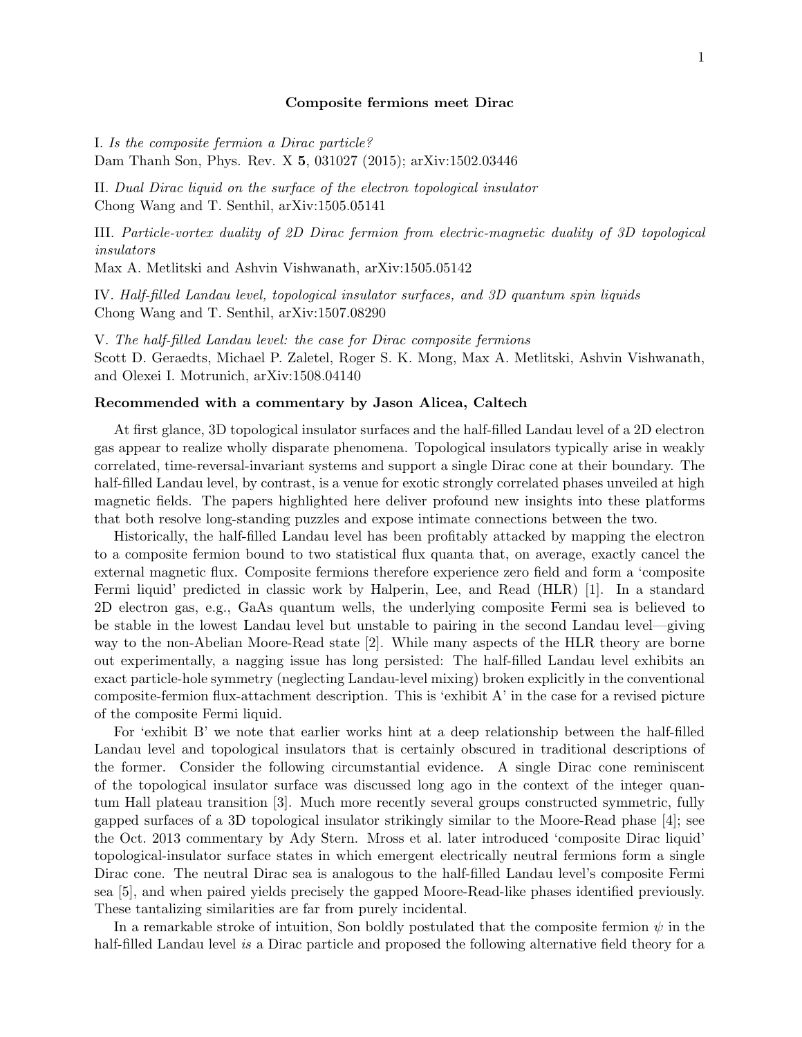# Composite fermions meet Dirac

I. *Is the composite fermion a Dirac particle?*
Dam Thanh Son, Phys. Rev. X **5**, 031027 (2015); arXiv:1502.03446

II. *Dual Dirac liquid on the surface of the electron topological insulator*
Chong Wang and T. Senthil, arXiv:1505.05141

III. *Particle-vortex duality of 2D Dirac fermion from electric-magnetic duality of 3D topological insulators*
Max A. Metlitski and Ashvin Vishwanath, arXiv:1505.05142

IV. *Half-filled Landau level, topological insulator surfaces, and 3D quantum spin liquids*
Chong Wang and T. Senthil, arXiv:1507.08290

V. *The half-filled Landau level: the case for Dirac composite fermions*
Scott D. Geraedts, Michael P. Zaletel, Roger S. K. Mong, Max A. Metlitski, Ashvin Vishwanath, and Olexei I. Motrunich, arXiv:1508.04140

**Recommended with a commentary by Jason Alicea, Caltech**

At first glance, 3D topological insulator surfaces and the half-filled Landau level of a 2D electron gas appear to realize wholly disparate phenomena. Topological insulators typically arise in weakly correlated, time-reversal-invariant systems and support a single Dirac cone at their boundary. The half-filled Landau level, by contrast, is a venue for exotic strongly correlated phases unveiled at high magnetic fields. The papers highlighted here deliver profound new insights into these platforms that both resolve long-standing puzzles and expose intimate connections between the two.

Historically, the half-filled Landau level has been profitably attacked by mapping the electron to a composite fermion bound to two statistical flux quanta that, on average, exactly cancel the external magnetic flux. Composite fermions therefore experience zero field and form a 'composite Fermi liquid' predicted in classic work by Halperin, Lee, and Read (HLR) [1]. In a standard 2D electron gas, e.g., GaAs quantum wells, the underlying composite Fermi sea is believed to be stable in the lowest Landau level but unstable to pairing in the second Landau level—giving way to the non-Abelian Moore-Read state [2]. While many aspects of the HLR theory are borne out experimentally, a nagging issue has long persisted: The half-filled Landau level exhibits an exact particle-hole symmetry (neglecting Landau-level mixing) broken explicitly in the conventional composite-fermion flux-attachment description. This is 'exhibit A' in the case for a revised picture of the composite Fermi liquid.

For 'exhibit B' we note that earlier works hint at a deep relationship between the half-filled Landau level and topological insulators that is certainly obscured in traditional descriptions of the former. Consider the following circumstantial evidence. A single Dirac cone reminiscent of the topological insulator surface was discussed long ago in the context of the integer quantum Hall plateau transition [3]. Much more recently several groups constructed symmetric, fully gapped surfaces of a 3D topological insulator strikingly similar to the Moore-Read phase [4]; see the Oct. 2013 commentary by Ady Stern. Mross et al. later introduced 'composite Dirac liquid' topological-insulator surface states in which emergent electrically neutral fermions form a single Dirac cone. The neutral Dirac sea is analogous to the half-filled Landau level's composite Fermi sea [5], and when paired yields precisely the gapped Moore-Read-like phases identified previously. These tantalizing similarities are far from purely incidental.

In a remarkable stroke of intuition, Son boldly postulated that the composite fermion $\psi$ in the half-filled Landau level *is* a Dirac particle and proposed the following alternative field theory for a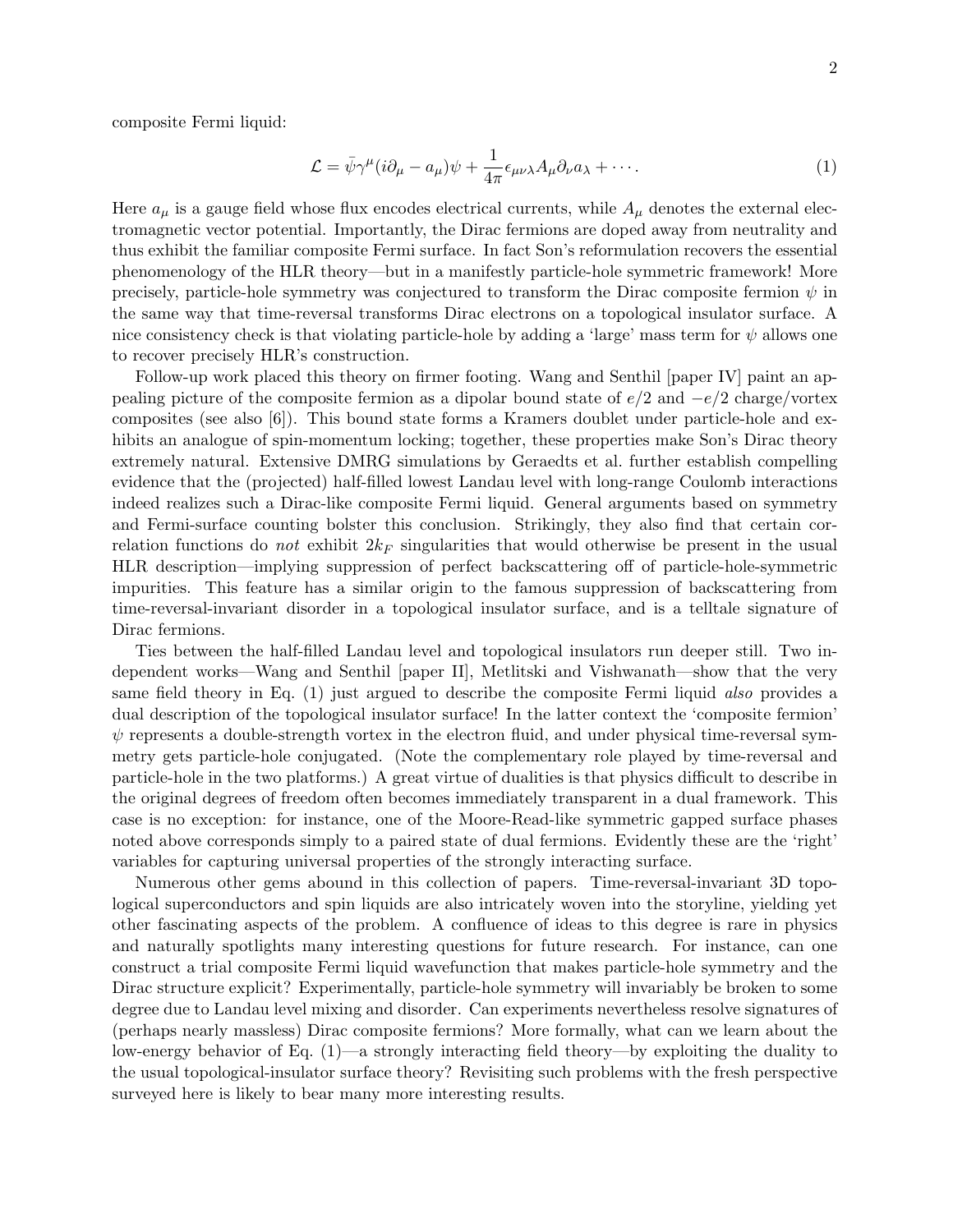composite Fermi liquid:

$$\mathcal{L} = \bar{\psi}\gamma^\mu(i\partial_\mu - a_\mu)\psi + \frac{1}{4\pi}\epsilon_{\mu\nu\lambda}A_\mu\partial_\nu a_\lambda + \cdots. \tag{1}$$

Here $a_\mu$ is a gauge field whose flux encodes electrical currents, while $A_\mu$ denotes the external electromagnetic vector potential. Importantly, the Dirac fermions are doped away from neutrality and thus exhibit the familiar composite Fermi surface. In fact Son's reformulation recovers the essential phenomenology of the HLR theory—but in a manifestly particle-hole symmetric framework! More precisely, particle-hole symmetry was conjectured to transform the Dirac composite fermion $\psi$ in the same way that time-reversal transforms Dirac electrons on a topological insulator surface. A nice consistency check is that violating particle-hole by adding a 'large' mass term for $\psi$ allows one to recover precisely HLR's construction.

Follow-up work placed this theory on firmer footing. Wang and Senthil [paper IV] paint an appealing picture of the composite fermion as a dipolar bound state of $e/2$ and $-e/2$ charge/vortex composites (see also [6]). This bound state forms a Kramers doublet under particle-hole and exhibits an analogue of spin-momentum locking; together, these properties make Son's Dirac theory extremely natural. Extensive DMRG simulations by Geraedts et al. further establish compelling evidence that the (projected) half-filled lowest Landau level with long-range Coulomb interactions indeed realizes such a Dirac-like composite Fermi liquid. General arguments based on symmetry and Fermi-surface counting bolster this conclusion. Strikingly, they also find that certain correlation functions do *not* exhibit $2k_F$ singularities that would otherwise be present in the usual HLR description—implying suppression of perfect backscattering off of particle-hole-symmetric impurities. This feature has a similar origin to the famous suppression of backscattering from time-reversal-invariant disorder in a topological insulator surface, and is a telltale signature of Dirac fermions.

Ties between the half-filled Landau level and topological insulators run deeper still. Two independent works—Wang and Senthil [paper II], Metlitski and Vishwanath—show that the very same field theory in Eq. (1) just argued to describe the composite Fermi liquid *also* provides a dual description of the topological insulator surface! In the latter context the 'composite fermion' $\psi$ represents a double-strength vortex in the electron fluid, and under physical time-reversal symmetry gets particle-hole conjugated. (Note the complementary role played by time-reversal and particle-hole in the two platforms.) A great virtue of dualities is that physics difficult to describe in the original degrees of freedom often becomes immediately transparent in a dual framework. This case is no exception: for instance, one of the Moore-Read-like symmetric gapped surface phases noted above corresponds simply to a paired state of dual fermions. Evidently these are the 'right' variables for capturing universal properties of the strongly interacting surface.

Numerous other gems abound in this collection of papers. Time-reversal-invariant 3D topological superconductors and spin liquids are also intricately woven into the storyline, yielding yet other fascinating aspects of the problem. A confluence of ideas to this degree is rare in physics and naturally spotlights many interesting questions for future research. For instance, can one construct a trial composite Fermi liquid wavefunction that makes particle-hole symmetry and the Dirac structure explicit? Experimentally, particle-hole symmetry will invariably be broken to some degree due to Landau level mixing and disorder. Can experiments nevertheless resolve signatures of (perhaps nearly massless) Dirac composite fermions? More formally, what can we learn about the low-energy behavior of Eq. (1)—a strongly interacting field theory—by exploiting the duality to the usual topological-insulator surface theory? Revisiting such problems with the fresh perspective surveyed here is likely to bear many more interesting results.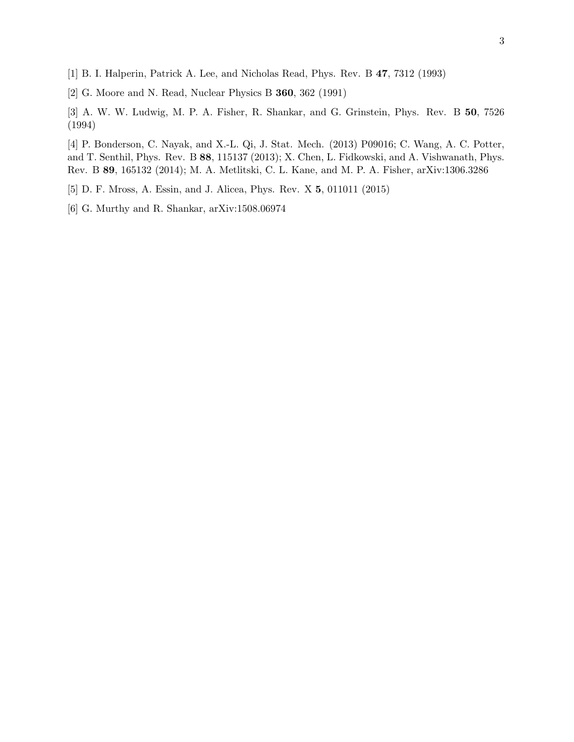[1] B. I. Halperin, Patrick A. Lee, and Nicholas Read, Phys. Rev. B **47**, 7312 (1993)

[2] G. Moore and N. Read, Nuclear Physics B **360**, 362 (1991)

[3] A. W. W. Ludwig, M. P. A. Fisher, R. Shankar, and G. Grinstein, Phys. Rev. B **50**, 7526 (1994)

[4] P. Bonderson, C. Nayak, and X.-L. Qi, J. Stat. Mech. (2013) P09016; C. Wang, A. C. Potter, and T. Senthil, Phys. Rev. B **88**, 115137 (2013); X. Chen, L. Fidkowski, and A. Vishwanath, Phys. Rev. B **89**, 165132 (2014); M. A. Metlitski, C. L. Kane, and M. P. A. Fisher, arXiv:1306.3286

[5] D. F. Mross, A. Essin, and J. Alicea, Phys. Rev. X **5**, 011011 (2015)

[6] G. Murthy and R. Shankar, arXiv:1508.06974